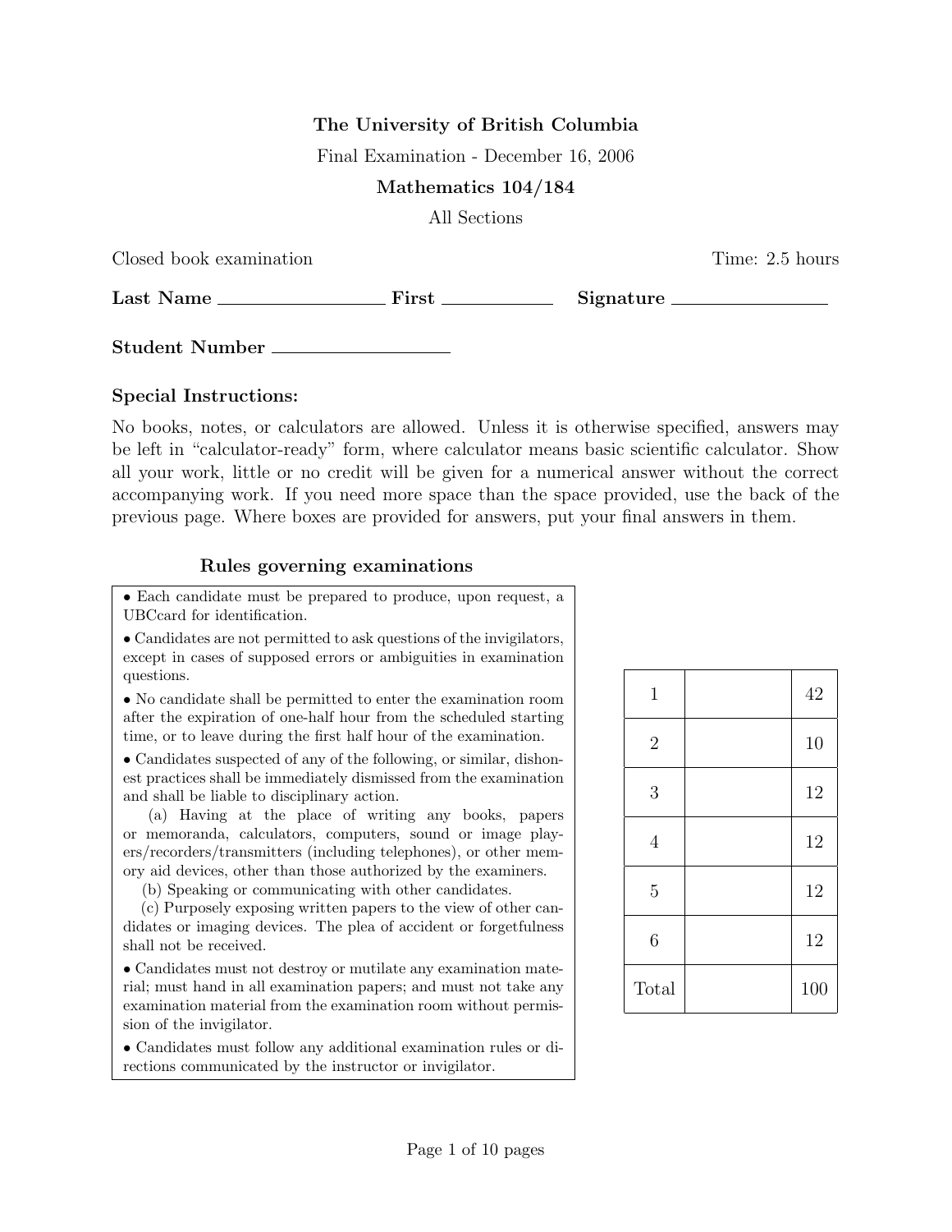**The University of British Columbia**

Final Examination - December 16, 2006

**Mathematics 104/184**

All Sections

Closed book examination — Time: 2.5 hours

**Last Name** ________________ **First** ____________ **Signature** ________________

**Student Number** ________________

**Special Instructions:**

No books, notes, or calculators are allowed. Unless it is otherwise specified, answers may be left in "calculator-ready" form, where calculator means basic scientific calculator. Show all your work, little or no credit will be given for a numerical answer without the correct accompanying work. If you need more space than the space provided, use the back of the previous page. Where boxes are provided for answers, put your final answers in them.

**Rules governing examinations**

- Each candidate must be prepared to produce, upon request, a UBCcard for identification.
- Candidates are not permitted to ask questions of the invigilators, except in cases of supposed errors or ambiguities in examination questions.
- No candidate shall be permitted to enter the examination room after the expiration of one-half hour from the scheduled starting time, or to leave during the first half hour of the examination.
- Candidates suspected of any of the following, or similar, dishonest practices shall be immediately dismissed from the examination and shall be liable to disciplinary action.
  - (a) Having at the place of writing any books, papers or memoranda, calculators, computers, sound or image players/recorders/transmitters (including telephones), or other memory aid devices, other than those authorized by the examiners.
  - (b) Speaking or communicating with other candidates.
  - (c) Purposely exposing written papers to the view of other candidates or imaging devices. The plea of accident or forgetfulness shall not be received.
- Candidates must not destroy or mutilate any examination material; must hand in all examination papers; and must not take any examination material from the examination room without permission of the invigilator.
- Candidates must follow any additional examination rules or directions communicated by the instructor or invigilator.

| | | |
|---|---|---|
| 1 | | 42 |
| 2 | | 10 |
| 3 | | 12 |
| 4 | | 12 |
| 5 | | 12 |
| 6 | | 12 |
| Total | | 100 |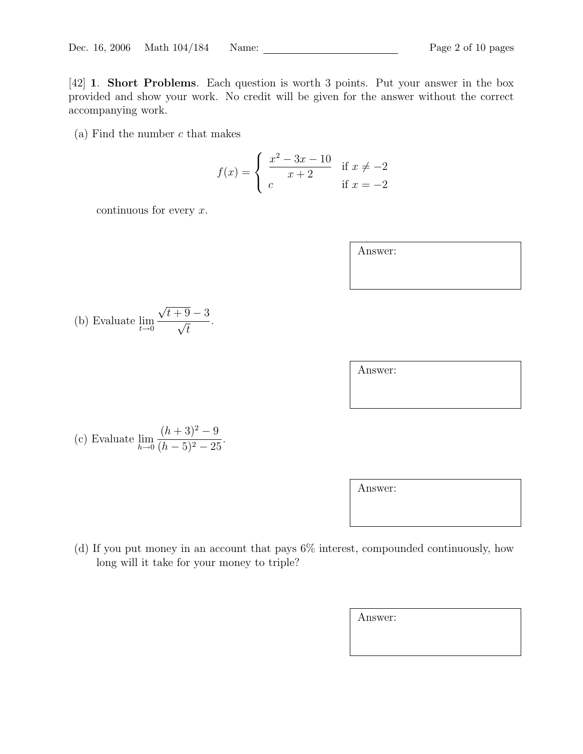[42] **1**. **Short Problems**. Each question is worth 3 points. Put your answer in the box provided and show your work. No credit will be given for the answer without the correct accompanying work.

(a) Find the number $c$ that makes

$$f(x) = \begin{cases} \dfrac{x^2 - 3x - 10}{x + 2} & \text{if } x \neq -2 \\ c & \text{if } x = -2 \end{cases}$$

continuous for every $x$.

Answer:

(b) Evaluate $\displaystyle\lim_{t \to 0} \frac{\sqrt{t + 9} - 3}{\sqrt{t}}$.

Answer:

(c) Evaluate $\displaystyle\lim_{h \to 0} \frac{(h + 3)^2 - 9}{(h - 5)^2 - 25}$.

Answer:

(d) If you put money in an account that pays 6% interest, compounded continuously, how long will it take for your money to triple?

Answer: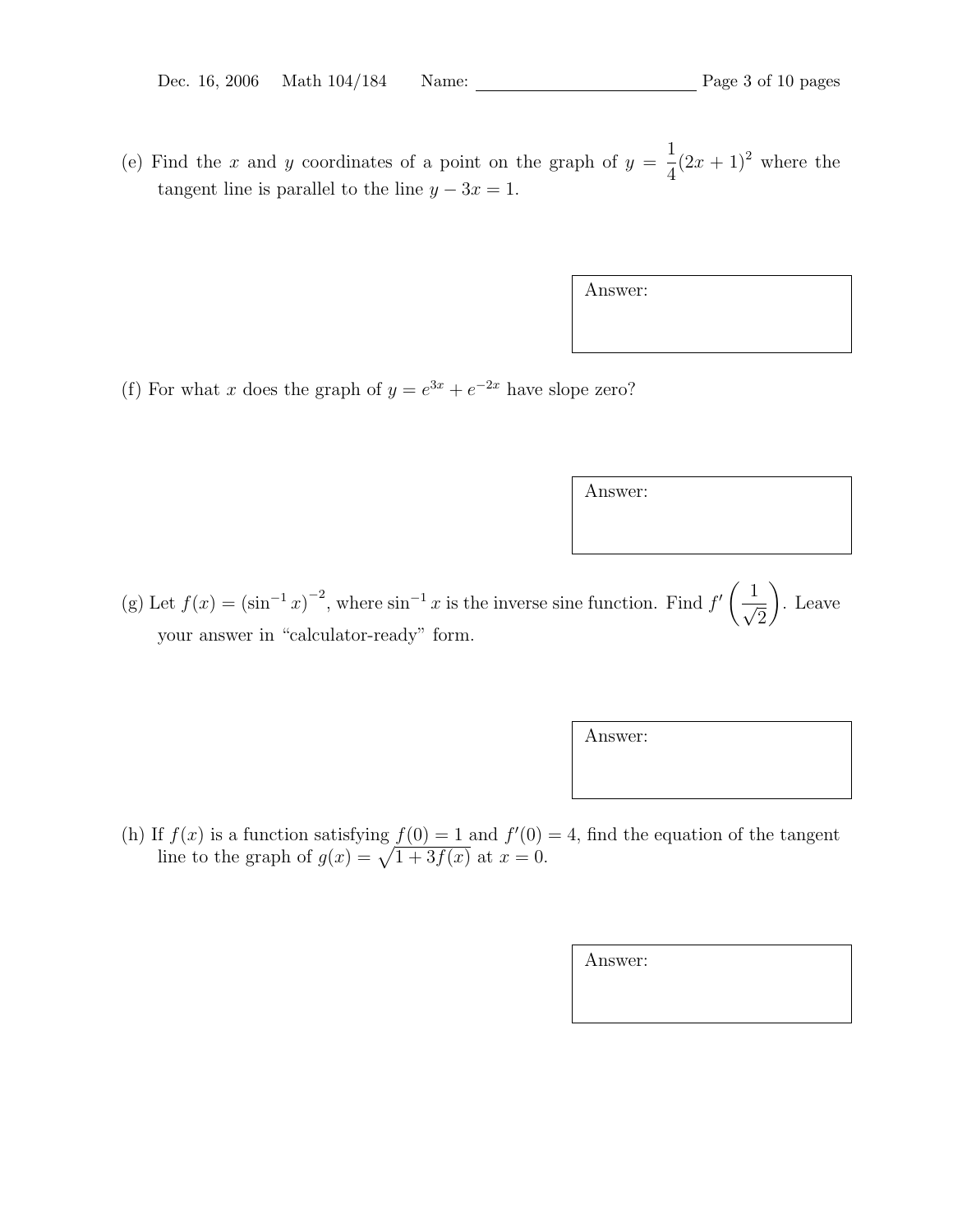(e) Find the $x$ and $y$ coordinates of a point on the graph of $y = \frac{1}{4}(2x+1)^2$ where the tangent line is parallel to the line $y - 3x = 1$.

Answer:

(f) For what $x$ does the graph of $y = e^{3x} + e^{-2x}$ have slope zero?

Answer:

(g) Let $f(x) = (\sin^{-1} x)^{-2}$, where $\sin^{-1} x$ is the inverse sine function. Find $f'\left(\frac{1}{\sqrt{2}}\right)$. Leave your answer in "calculator-ready" form.

Answer:

(h) If $f(x)$ is a function satisfying $f(0) = 1$ and $f'(0) = 4$, find the equation of the tangent line to the graph of $g(x) = \sqrt{1 + 3f(x)}$ at $x = 0$.

Answer: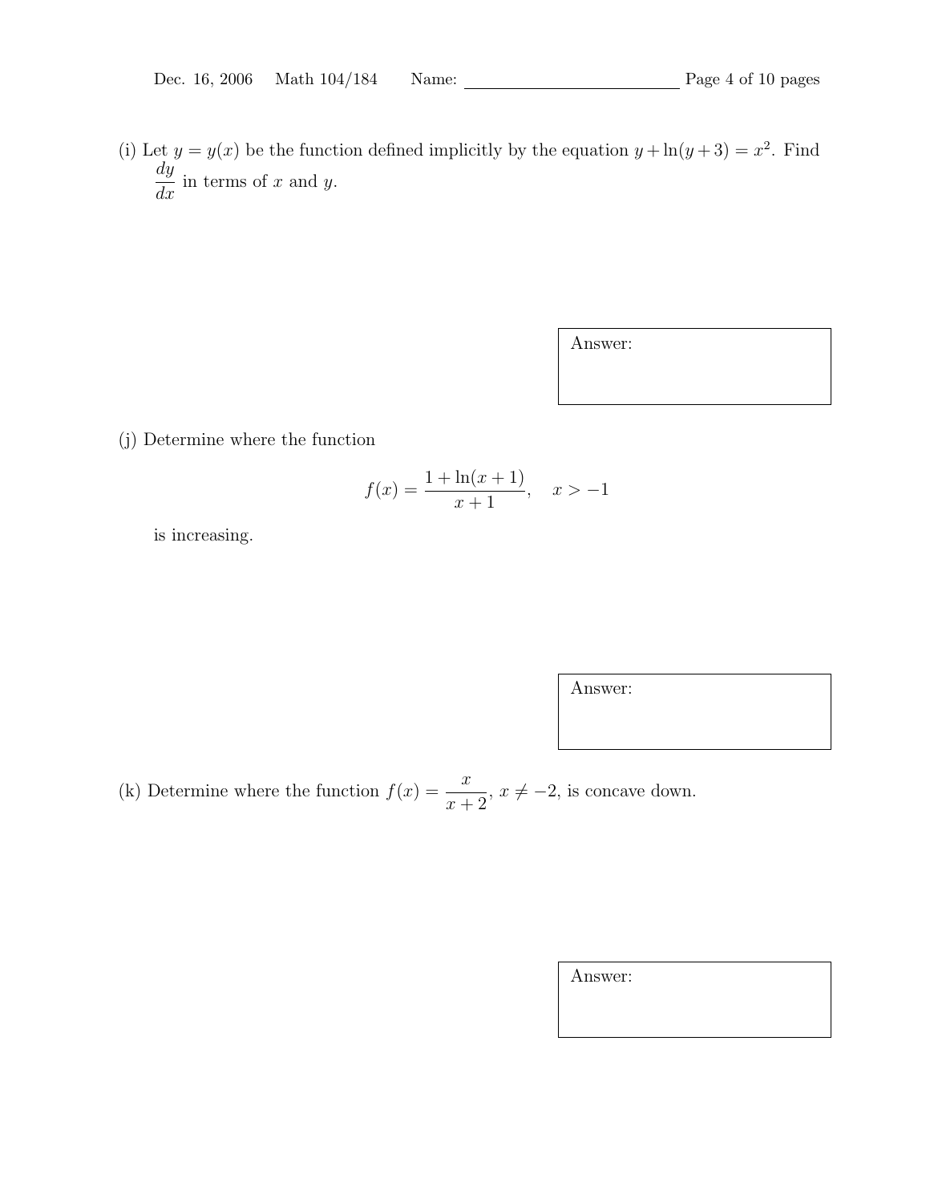(i) Let $y = y(x)$ be the function defined implicitly by the equation $y + \ln(y+3) = x^2$. Find $\dfrac{dy}{dx}$ in terms of $x$ and $y$.

Answer:

(j) Determine where the function

$$f(x) = \frac{1 + \ln(x+1)}{x+1}, \quad x > -1$$

is increasing.

Answer:

(k) Determine where the function $f(x) = \dfrac{x}{x+2}$, $x \neq -2$, is concave down.

Answer: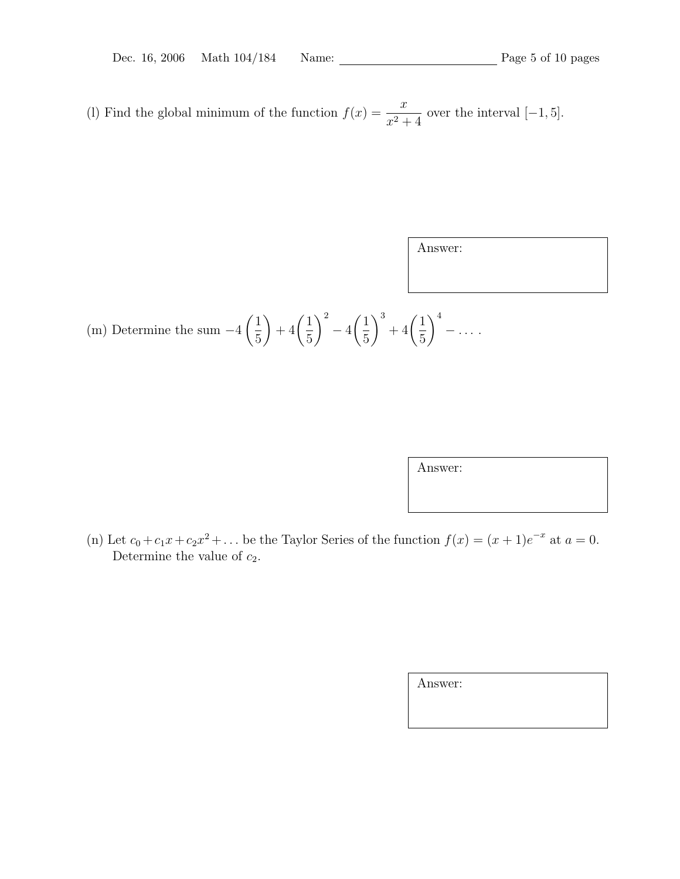(l) Find the global minimum of the function $f(x) = \dfrac{x}{x^2 + 4}$ over the interval $[-1, 5]$.

Answer:

(m) Determine the sum $-4\left(\frac{1}{5}\right) + 4\left(\frac{1}{5}\right)^2 - 4\left(\frac{1}{5}\right)^3 + 4\left(\frac{1}{5}\right)^4 - \ldots$.

Answer:

(n) Let $c_0 + c_1 x + c_2 x^2 + \ldots$ be the Taylor Series of the function $f(x) = (x+1)e^{-x}$ at $a = 0$. Determine the value of $c_2$.

Answer: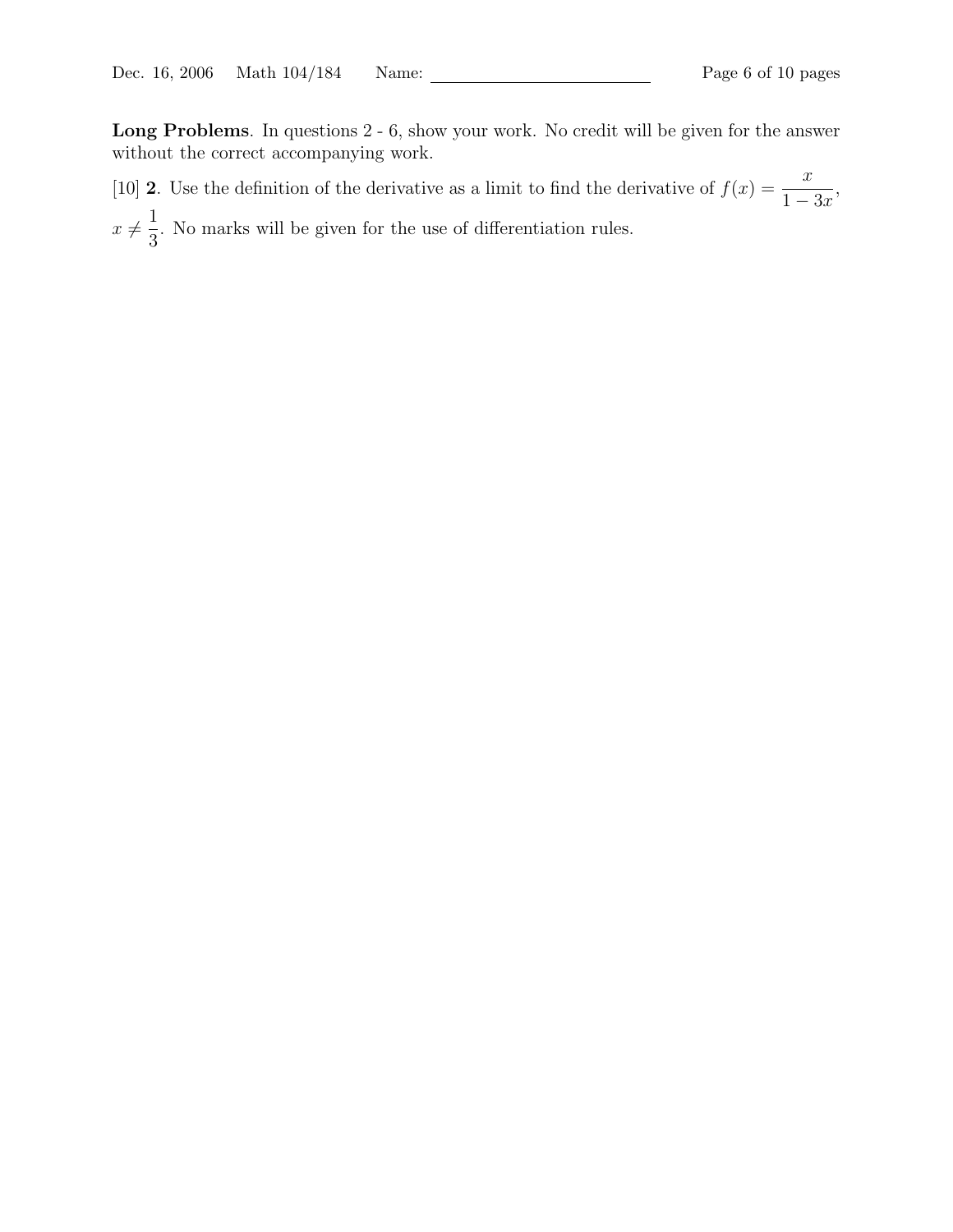**Long Problems**. In questions 2 - 6, show your work. No credit will be given for the answer without the correct accompanying work.

[10] **2**. Use the definition of the derivative as a limit to find the derivative of $f(x) = \dfrac{x}{1-3x}$, $x \neq \dfrac{1}{3}$. No marks will be given for the use of differentiation rules.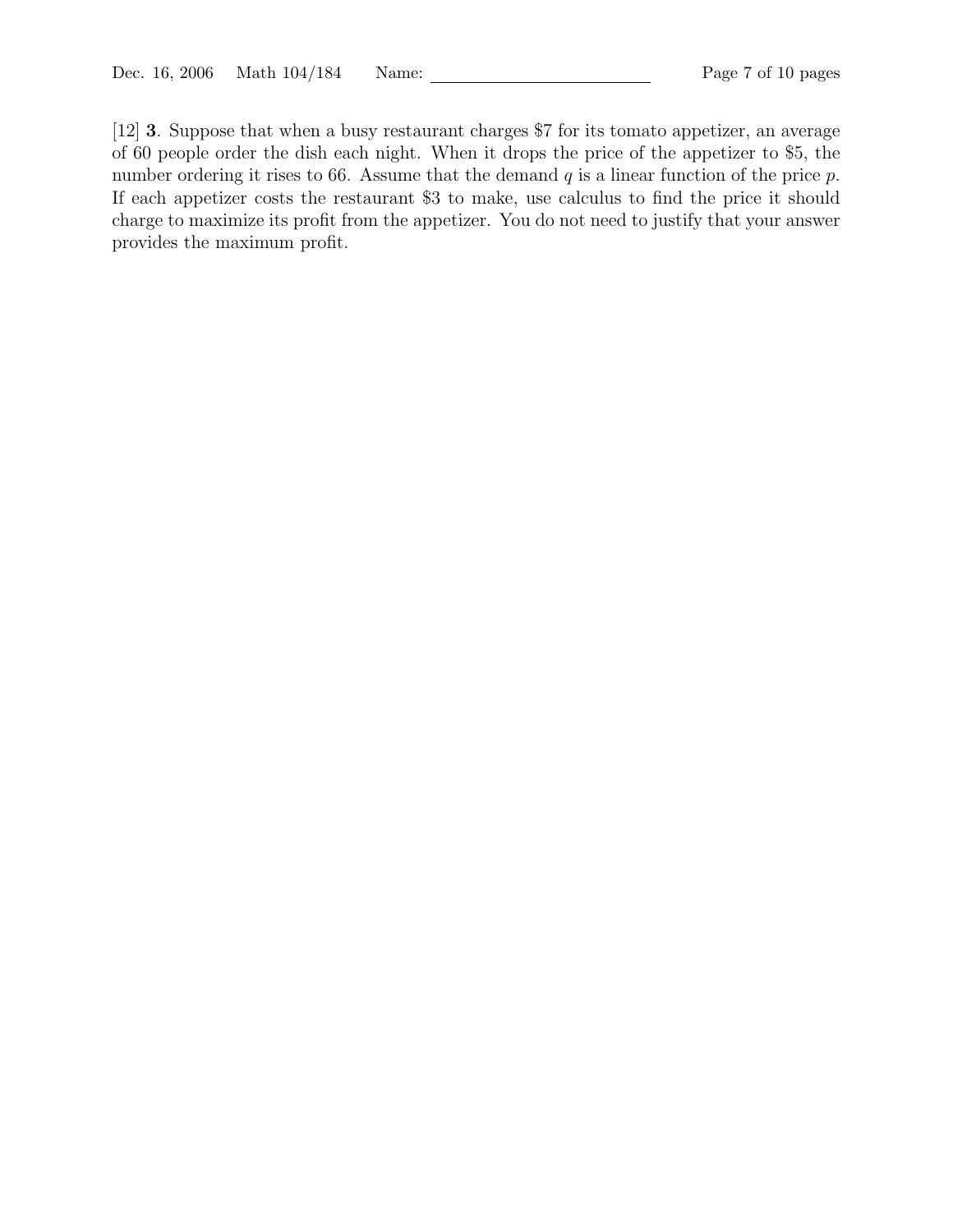[12] **3**. Suppose that when a busy restaurant charges \$7 for its tomato appetizer, an average of 60 people order the dish each night. When it drops the price of the appetizer to \$5, the number ordering it rises to 66. Assume that the demand $q$ is a linear function of the price $p$. If each appetizer costs the restaurant \$3 to make, use calculus to find the price it should charge to maximize its profit from the appetizer. You do not need to justify that your answer provides the maximum profit.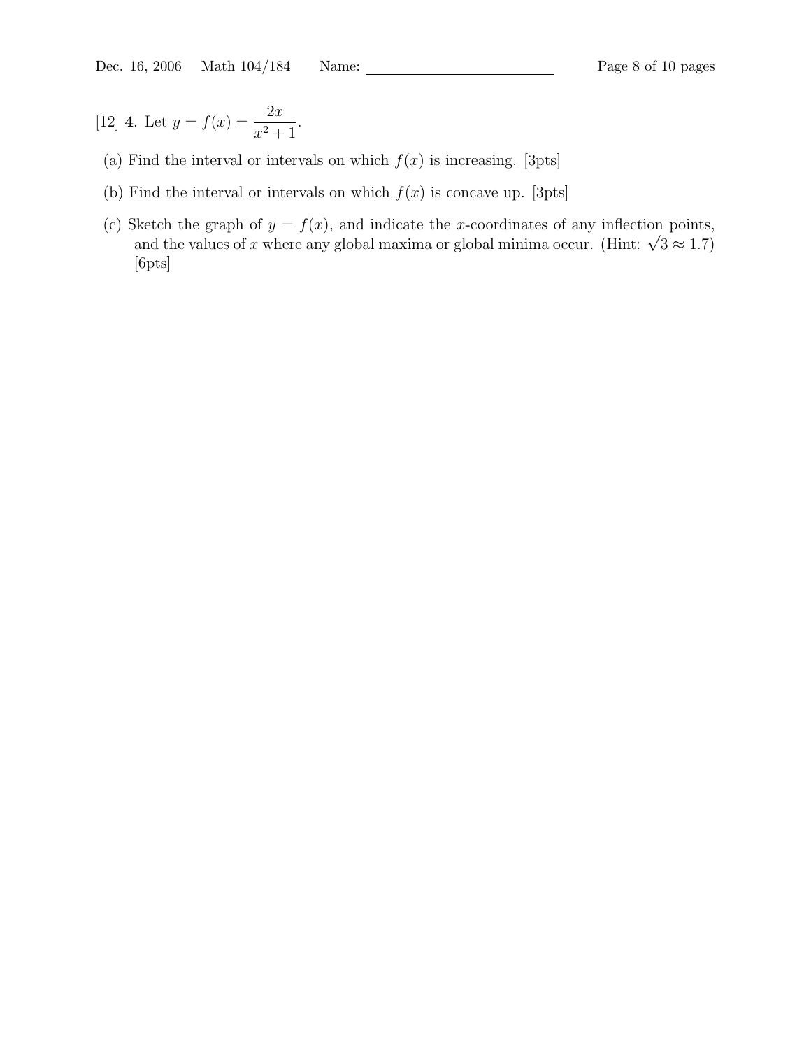[12] **4**. Let $y = f(x) = \dfrac{2x}{x^2+1}$.

(a) Find the interval or intervals on which $f(x)$ is increasing. [3pts]

(b) Find the interval or intervals on which $f(x)$ is concave up. [3pts]

(c) Sketch the graph of $y = f(x)$, and indicate the $x$-coordinates of any inflection points, and the values of $x$ where any global maxima or global minima occur. (Hint: $\sqrt{3} \approx 1.7$) [6pts]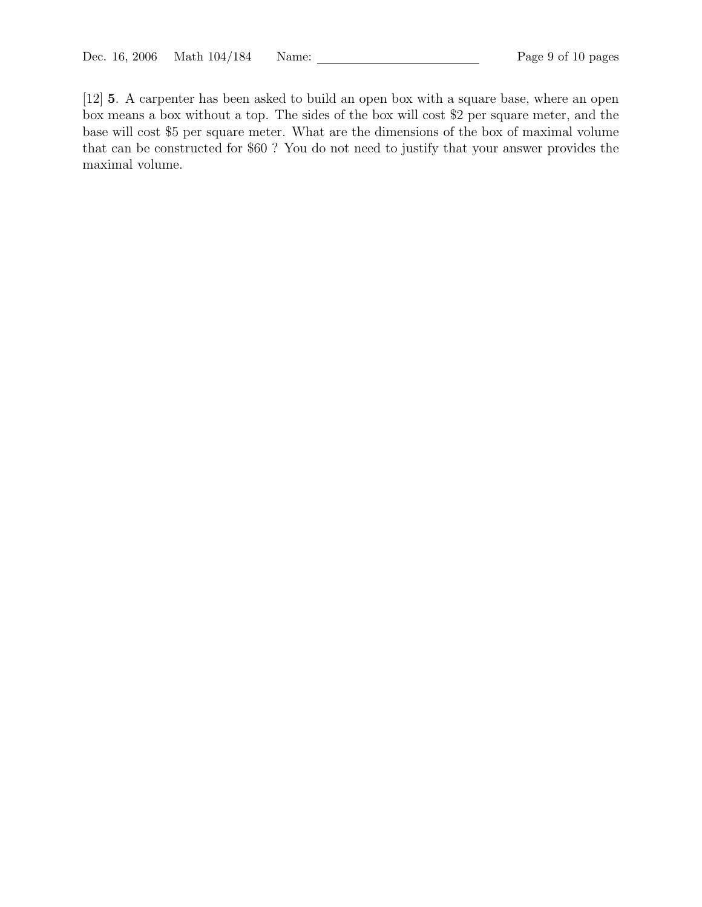[12] **5**. A carpenter has been asked to build an open box with a square base, where an open box means a box without a top. The sides of the box will cost \$2 per square meter, and the base will cost \$5 per square meter. What are the dimensions of the box of maximal volume that can be constructed for \$60 ? You do not need to justify that your answer provides the maximal volume.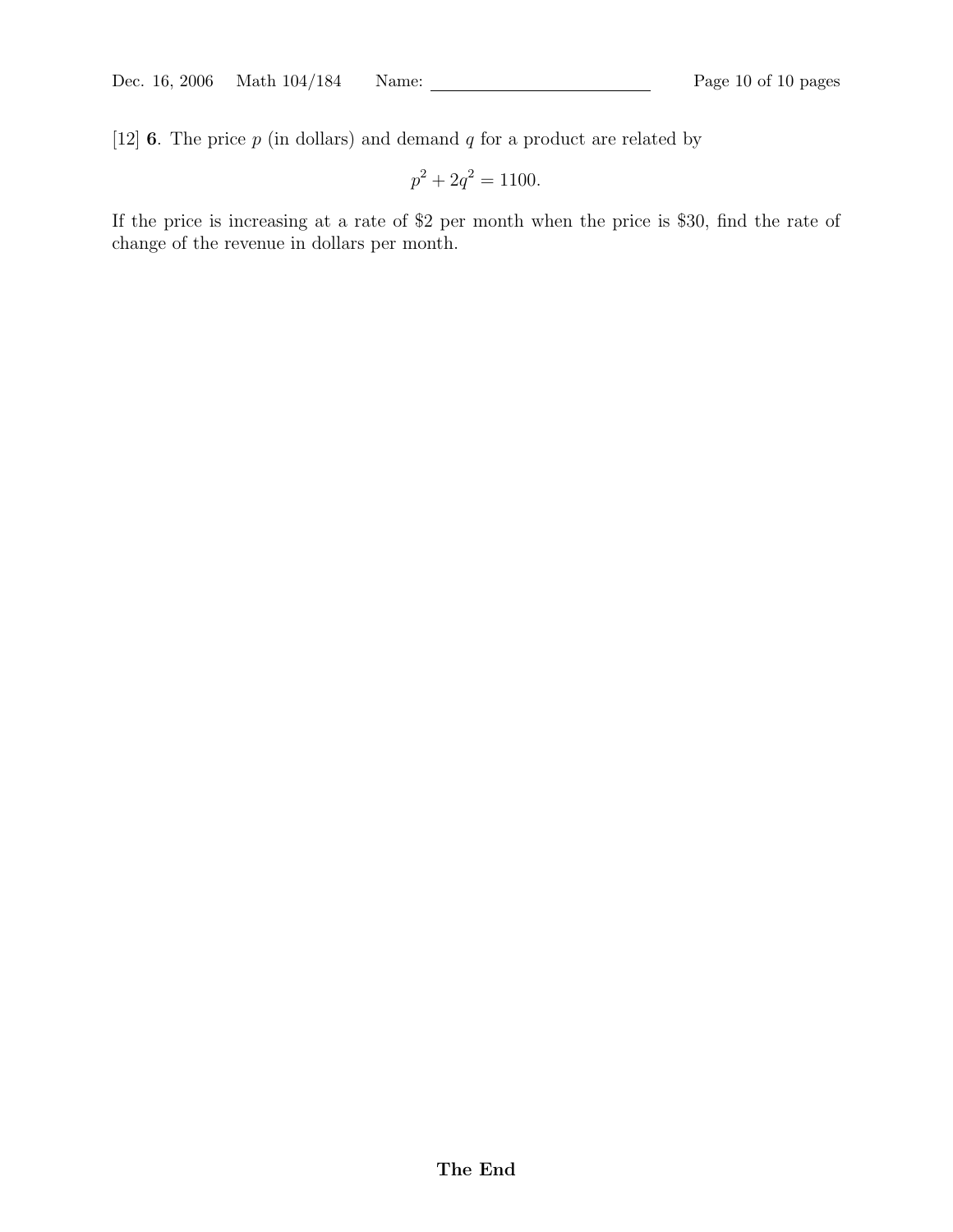[12] **6**. The price $p$ (in dollars) and demand $q$ for a product are related by

$$p^2 + 2q^2 = 1100.$$

If the price is increasing at a rate of $2 per month when the price is $30, find the rate of change of the revenue in dollars per month.

**The End**